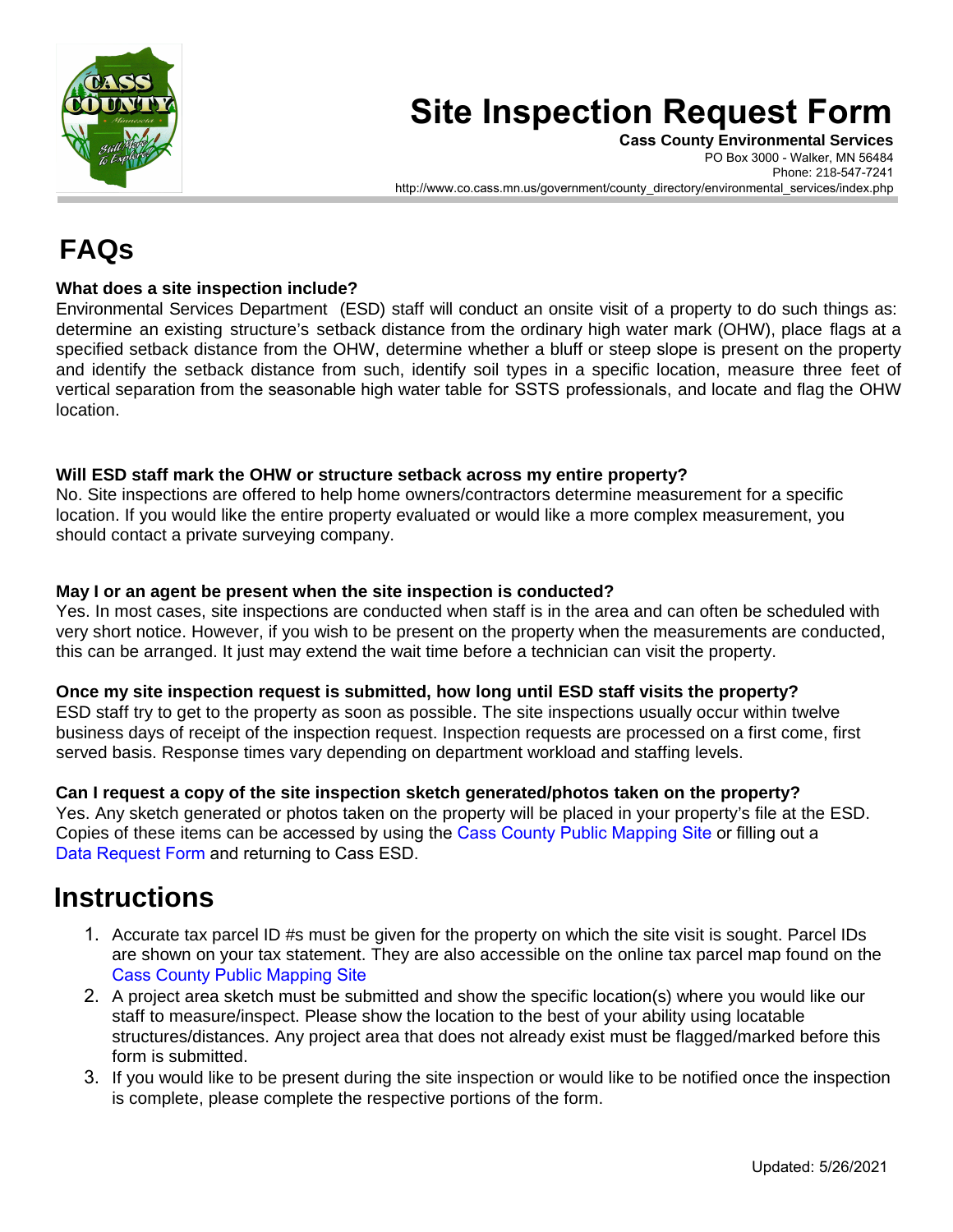# Site Inspection Request Form

**Cass County Environmental Services**
PO Box 3000 - Walker, MN 56484
Phone: 218-547-7241
http://www.co.cass.mn.us/government/county_directory/environmental_services/index.php

## FAQs

**What does a site inspection include?**
Environmental Services Department (ESD) staff will conduct an onsite visit of a property to do such things as: determine an existing structure's setback distance from the ordinary high water mark (OHW), place flags at a specified setback distance from the OHW, determine whether a bluff or steep slope is present on the property and identify the setback distance from such, identify soil types in a specific location, measure three feet of vertical separation from the seasonable high water table for SSTS professionals, and locate and flag the OHW location.

**Will ESD staff mark the OHW or structure setback across my entire property?**
No. Site inspections are offered to help home owners/contractors determine measurement for a specific location. If you would like the entire property evaluated or would like a more complex measurement, you should contact a private surveying company.

**May I or an agent be present when the site inspection is conducted?**
Yes. In most cases, site inspections are conducted when staff is in the area and can often be scheduled with very short notice. However, if you wish to be present on the property when the measurements are conducted, this can be arranged. It just may extend the wait time before a technician can visit the property.

**Once my site inspection request is submitted, how long until ESD staff visits the property?**
ESD staff try to get to the property as soon as possible. The site inspections usually occur within twelve business days of receipt of the inspection request. Inspection requests are processed on a first come, first served basis. Response times vary depending on department workload and staffing levels.

**Can I request a copy of the site inspection sketch generated/photos taken on the property?**
Yes. Any sketch generated or photos taken on the property will be placed in your property's file at the ESD. Copies of these items can be accessed by using the Cass County Public Mapping Site or filling out a Data Request Form and returning to Cass ESD.

## Instructions

1. Accurate tax parcel ID #s must be given for the property on which the site visit is sought. Parcel IDs are shown on your tax statement. They are also accessible on the online tax parcel map found on the Cass County Public Mapping Site
2. A project area sketch must be submitted and show the specific location(s) where you would like our staff to measure/inspect. Please show the location to the best of your ability using locatable structures/distances. Any project area that does not already exist must be flagged/marked before this form is submitted.
3. If you would like to be present during the site inspection or would like to be notified once the inspection is complete, please complete the respective portions of the form.

Updated: 5/26/2021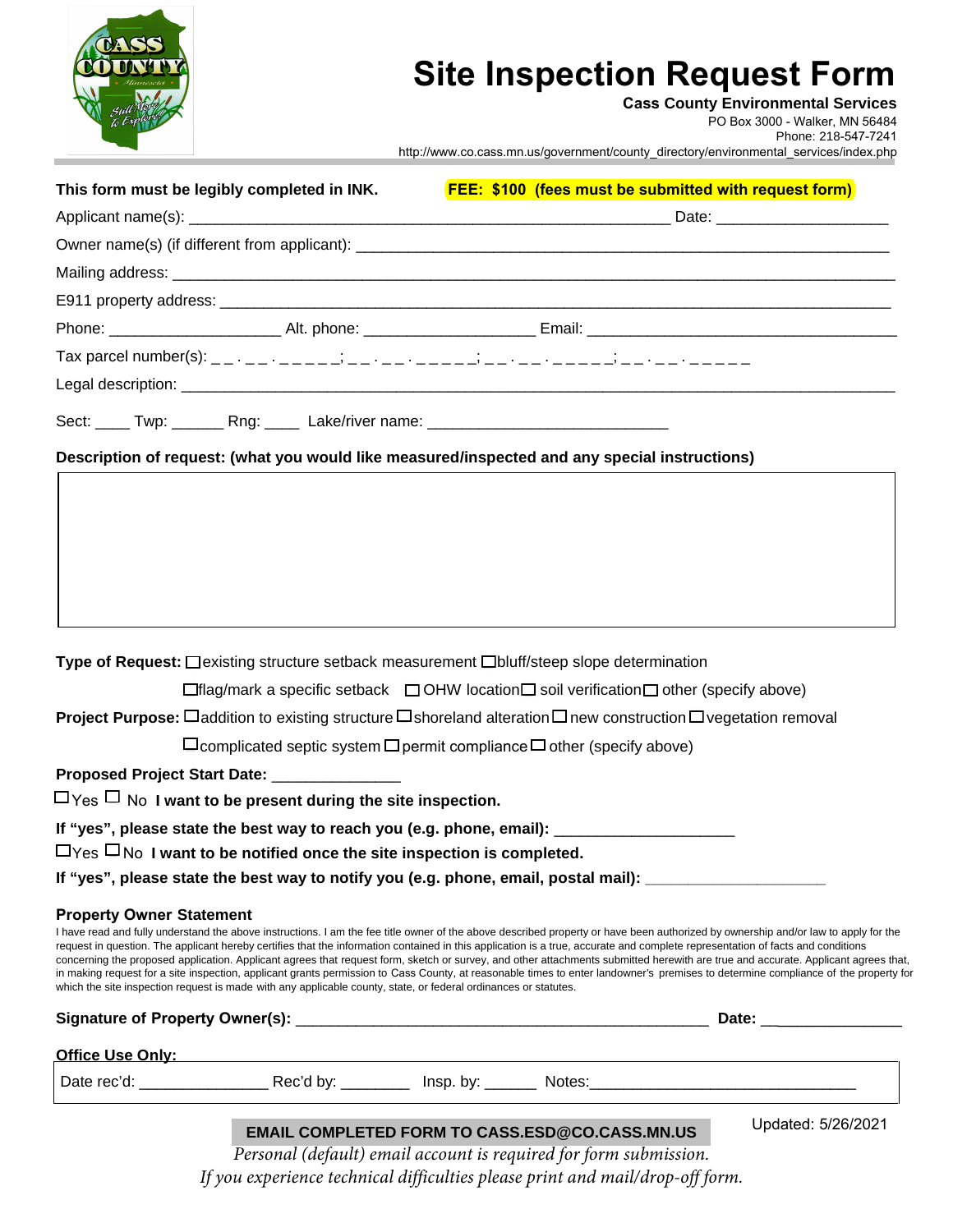# Site Inspection Request Form

**Cass County Environmental Services**
PO Box 3000 - Walker, MN 56484
Phone: 218-547-7241
http://www.co.cass.mn.us/government/county_directory/environmental_services/index.php

**This form must be legibly completed in INK.** **FEE: $100 (fees must be submitted with request form)**

Applicant name(s): ______________________________________________________ Date: ___________________

Owner name(s) (if different from applicant): ____________________________________________________________

Mailing address: ____________________________________________________________________________________

E911 property address: _______________________________________________________________________________

Phone: ___________________ Alt. phone: ___________________ Email: __________________________________

Tax parcel number(s): _ _ . _ _ . _ _ _ _ _; _ _ . _ _ . _ _ _ _ _; _ _ . _ _ . _ _ _ _ _; _ _ . _ _ . _ _ _ _ _

Legal description: ____________________________________________________________________________________

Sect: ____ Twp: ______ Rng: ____ Lake/river name: ___________________________

**Description of request: (what you would like measured/inspected and any special instructions)**

**Type of Request:** ☐ existing structure setback measurement ☐ bluff/steep slope determination ☐ flag/mark a specific setback ☐ OHW location ☐ soil verification ☐ other (specify above)

**Project Purpose:** ☐ addition to existing structure ☐ shoreland alteration ☐ new construction ☐ vegetation removal ☐ complicated septic system ☐ permit compliance ☐ other (specify above)

**Proposed Project Start Date:** ______________

☐ Yes ☐ No **I want to be present during the site inspection.**

**If "yes", please state the best way to reach you (e.g. phone, email):** ___________________

☐ Yes ☐ No **I want to be notified once the site inspection is completed.**

**If "yes", please state the best way to notify you (e.g. phone, email, postal mail):** ___________________

**Property Owner Statement**

I have read and fully understand the above instructions. I am the fee title owner of the above described property or have been authorized by ownership and/or law to apply for the request in question. The applicant hereby certifies that the information contained in this application is a true, accurate and complete representation of facts and conditions concerning the proposed application. Applicant agrees that request form, sketch or survey, and other attachments submitted herewith are true and accurate. Applicant agrees that, in making request for a site inspection, applicant grants permission to Cass County, at reasonable times to enter landowner's premises to determine compliance of the property for which the site inspection request is made with any applicable county, state, or federal ordinances or statutes.

**Signature of Property Owner(s):** _______________________________________________ **Date:** _______________

**Office Use Only:**

Date rec'd: ______________ Rec'd by: ________ Insp. by: ______ Notes: ______________________________

**EMAIL COMPLETED FORM TO CASS.ESD@CO.CASS.MN.US**

*Personal (default) email account is required for form submission.*
*If you experience technical difficulties please print and mail/drop-off form.*

Updated: 5/26/2021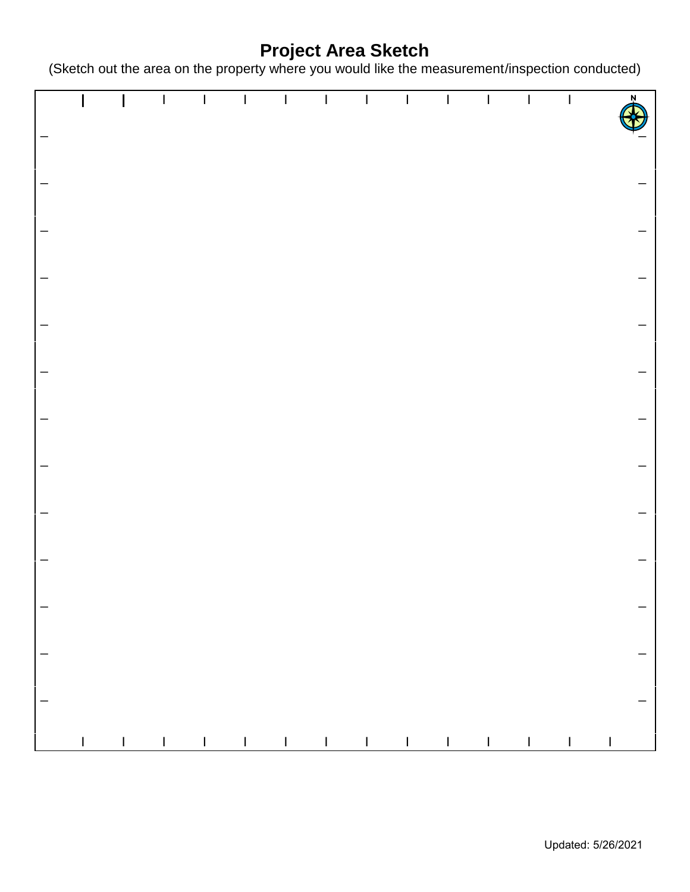# Project Area Sketch

(Sketch out the area on the property where you would like the measurement/inspection conducted)

N

Updated: 5/26/2021